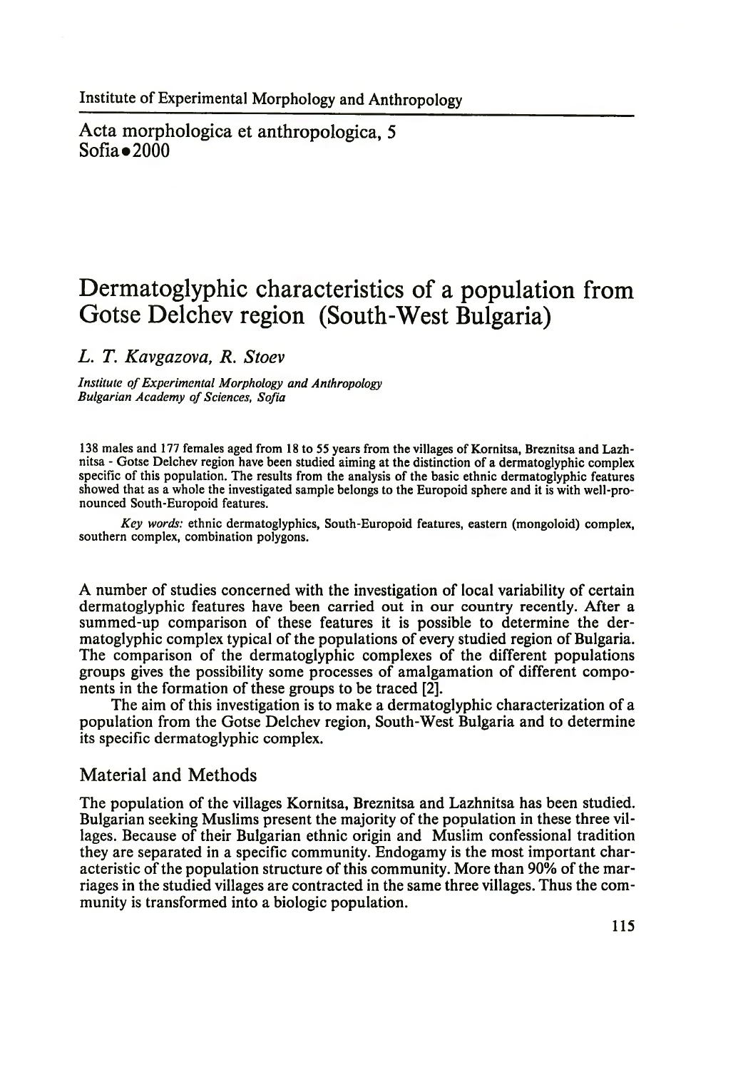Institute of Experimental Morphology and Anthropology

Acta morphologica et anthropologica, 5
Sofia • 2000

# Dermatoglyphic characteristics of a population from Gotse Delchev region (South-West Bulgaria)

*L. T. Kavgazova, R. Stoev*

*Institute of Experimental Morphology and Anthropology*
*Bulgarian Academy of Sciences, Sofia*

138 males and 177 females aged from 18 to 55 years from the villages of Kornitsa, Breznitsa and Lazhnitsa - Gotse Delchev region have been studied aiming at the distinction of a dermatoglyphic complex specific of this population. The results from the analysis of the basic ethnic dermatoglyphic features showed that as a whole the investigated sample belongs to the Europoid sphere and it is with well-pronounced South-Europoid features.

*Key words:* ethnic dermatoglyphics, South-Europoid features, eastern (mongoloid) complex, southern complex, combination polygons.

A number of studies concerned with the investigation of local variability of certain dermatoglyphic features have been carried out in our country recently. After a summed-up comparison of these features it is possible to determine the dermatoglyphic complex typical of the populations of every studied region of Bulgaria. The comparison of the dermatoglyphic complexes of the different populations groups gives the possibility some processes of amalgamation of different components in the formation of these groups to be traced [2].

The aim of this investigation is to make a dermatoglyphic characterization of a population from the Gotse Delchev region, South-West Bulgaria and to determine its specific dermatoglyphic complex.

## Material and Methods

The population of the villages Kornitsa, Breznitsa and Lazhnitsa has been studied. Bulgarian seeking Muslims present the majority of the population in these three villages. Because of their Bulgarian ethnic origin and Muslim confessional tradition they are separated in a specific community. Endogamy is the most important characteristic of the population structure of this community. More than 90% of the marriages in the studied villages are contracted in the same three villages. Thus the community is transformed into a biologic population.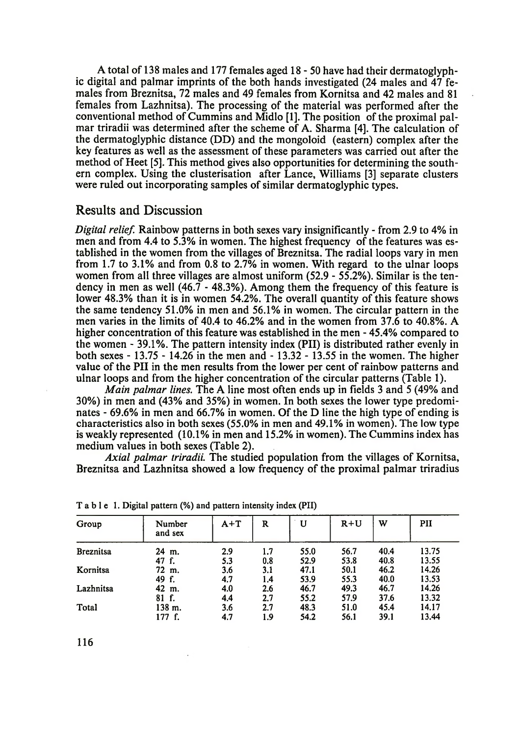A total of 138 males and 177 females aged 18 - 50 have had their dermatoglyphic digital and palmar imprints of the both hands investigated (24 males and 47 females from Breznitsa, 72 males and 49 females from Kornitsa and 42 males and 81 females from Lazhnitsa). The processing of the material was performed after the conventional method of Cummins and Midlo [1]. The position of the proximal palmar triradii was determined after the scheme of A. Sharma [4]. The calculation of the dermatoglyphic distance (DD) and the mongoloid (eastern) complex after the key features as well as the assessment of these parameters was carried out after the method of Heet [5]. This method gives also opportunities for determining the southern complex. Using the clusterisation after Lance, Williams [3] separate clusters were ruled out incorporating samples of similar dermatoglyphic types.

## Results and Discussion

*Digital relief.* Rainbow patterns in both sexes vary insignificantly - from 2.9 to 4% in men and from 4.4 to 5.3% in women. The highest frequency of the features was established in the women from the villages of Breznitsa. The radial loops vary in men from 1.7 to 3.1% and from 0.8 to 2.7% in women. With regard to the ulnar loops women from all three villages are almost uniform (52.9 - 55.2%). Similar is the tendency in men as well (46.7 - 48.3%). Among them the frequency of this feature is lower 48.3% than it is in women 54.2%. The overall quantity of this feature shows the same tendency 51.0% in men and 56.1% in women. The circular pattern in the men varies in the limits of 40.4 to 46.2% and in the women from 37.6 to 40.8%. A higher concentration of this feature was established in the men - 45.4% compared to the women - 39.1%. The pattern intensity index (PII) is distributed rather evenly in both sexes - 13.75 - 14.26 in the men and - 13.32 - 13.55 in the women. The higher value of the PII in the men results from the lower per cent of rainbow patterns and ulnar loops and from the higher concentration of the circular patterns (Table 1).

*Main palmar lines.* The A line most often ends up in fields 3 and 5 (49% and 30%) in men and (43% and 35%) in women. In both sexes the lower type predominates - 69.6% in men and 66.7% in women. Of the D line the high type of ending is characteristics also in both sexes (55.0% in men and 49.1% in women). The low type is weakly represented (10.1% in men and 15.2% in women). The Cummins index has medium values in both sexes (Table 2).

*Axial palmar triradii.* The studied population from the villages of Kornitsa, Breznitsa and Lazhnitsa showed a low frequency of the proximal palmar triradius

Table 1. Digital pattern (%) and pattern intensity index (PII)

| Group | Number and sex | A+T | R | U | R+U | W | PII |
|---|---|---|---|---|---|---|---|
| Breznitsa | 24 m. | 2.9 | 1.7 | 55.0 | 56.7 | 40.4 | 13.75 |
| | 47 f. | 5.3 | 0.8 | 52.9 | 53.8 | 40.8 | 13.55 |
| Kornitsa | 72 m. | 3.6 | 3.1 | 47.1 | 50.1 | 46.2 | 14.26 |
| | 49 f. | 4.7 | 1.4 | 53.9 | 55.3 | 40.0 | 13.53 |
| Lazhnitsa | 42 m. | 4.0 | 2.6 | 46.7 | 49.3 | 46.7 | 14.26 |
| | 81 f. | 4.4 | 2.7 | 55.2 | 57.9 | 37.6 | 13.32 |
| Total | 138 m. | 3.6 | 2.7 | 48.3 | 51.0 | 45.4 | 14.17 |
| | 177 f. | 4.7 | 1.9 | 54.2 | 56.1 | 39.1 | 13.44 |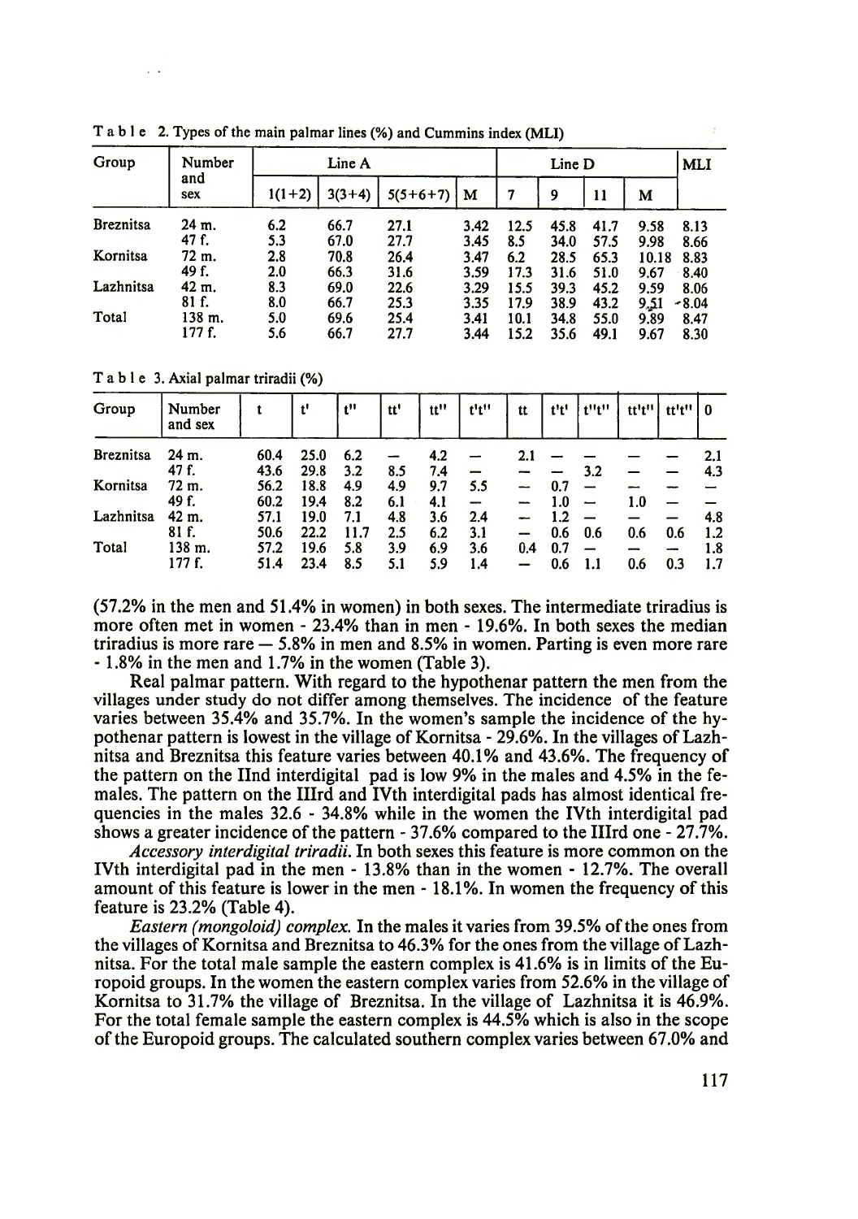Table 2. Types of the main palmar lines (%) and Cummins index (MLI)

| Group | Number and sex | Line A | | | | Line D | | | | MLI |
|---|---|---|---|---|---|---|---|---|---|---|
| | | 1(1+2) | 3(3+4) | 5(5+6+7) | M | 7 | 9 | 11 | M | |
| Breznitsa | 24 m. | 6.2 | 66.7 | 27.1 | 3.42 | 12.5 | 45.8 | 41.7 | 9.58 | 8.13 |
| | 47 f. | 5.3 | 67.0 | 27.7 | 3.45 | 8.5 | 34.0 | 57.5 | 9.98 | 8.66 |
| Kornitsa | 72 m. | 2.8 | 70.8 | 26.4 | 3.47 | 6.2 | 28.5 | 65.3 | 10.18 | 8.83 |
| | 49 f. | 2.0 | 66.3 | 31.6 | 3.59 | 17.3 | 31.6 | 51.0 | 9.67 | 8.40 |
| Lazhnitsa | 42 m. | 8.3 | 69.0 | 22.6 | 3.29 | 15.5 | 39.3 | 45.2 | 9.59 | 8.06 |
| | 81 f. | 8.0 | 66.7 | 25.3 | 3.35 | 17.9 | 38.9 | 43.2 | 9.51 | 8.04 |
| Total | 138 m. | 5.0 | 69.6 | 25.4 | 3.41 | 10.1 | 34.8 | 55.0 | 9.89 | 8.47 |
| | 177 f. | 5.6 | 66.7 | 27.7 | 3.44 | 15.2 | 35.6 | 49.1 | 9.67 | 8.30 |

Table 3. Axial palmar triradii (%)

| Group | Number and sex | t | t' | t'' | tt' | tt'' | t't'' | tt | t't' | t''t'' | tt't'' | tt't'' | 0 |
|---|---|---|---|---|---|---|---|---|---|---|---|---|---|
| Breznitsa | 24 m. | 60.4 | 25.0 | 6.2 | — | 4.2 | — | 2.1 | — | — | — | — | 2.1 |
| | 47 f. | 43.6 | 29.8 | 3.2 | 8.5 | 7.4 | — | — | — | 3.2 | — | — | 4.3 |
| Kornitsa | 72 m. | 56.2 | 18.8 | 4.9 | 4.9 | 9.7 | 5.5 | — | 0.7 | — | — | — | — |
| | 49 f. | 60.2 | 19.4 | 8.2 | 6.1 | 4.1 | — | — | 1.0 | — | 1.0 | — | — |
| Lazhnitsa | 42 m. | 57.1 | 19.0 | 7.1 | 4.8 | 3.6 | 2.4 | — | 1.2 | — | — | — | 4.8 |
| | 81 f. | 50.6 | 22.2 | 11.7 | 2.5 | 6.2 | 3.1 | — | 0.6 | 0.6 | 0.6 | 0.6 | 1.2 |
| Total | 138 m. | 57.2 | 19.6 | 5.8 | 3.9 | 6.9 | 3.6 | 0.4 | 0.7 | — | — | — | 1.8 |
| | 177 f. | 51.4 | 23.4 | 8.5 | 5.1 | 5.9 | 1.4 | — | 0.6 | 1.1 | 0.6 | 0.3 | 1.7 |

(57.2% in the men and 51.4% in women) in both sexes. The intermediate triradius is more often met in women - 23.4% than in men - 19.6%. In both sexes the median triradius is more rare — 5.8% in men and 8.5% in women. Parting is even more rare - 1.8% in the men and 1.7% in the women (Table 3).

Real palmar pattern. With regard to the hypothenar pattern the men from the villages under study do not differ among themselves. The incidence of the feature varies between 35.4% and 35.7%. In the women's sample the incidence of the hypothenar pattern is lowest in the village of Kornitsa - 29.6%. In the villages of Lazhnitsa and Breznitsa this feature varies between 40.1% and 43.6%. The frequency of the pattern on the IInd interdigital pad is low 9% in the males and 4.5% in the females. The pattern on the IIIrd and IVth interdigital pads has almost identical frequencies in the males 32.6 - 34.8% while in the women the IVth interdigital pad shows a greater incidence of the pattern - 37.6% compared to the IIIrd one - 27.7%.

*Accessory interdigital triradii.* In both sexes this feature is more common on the IVth interdigital pad in the men - 13.8% than in the women - 12.7%. The overall amount of this feature is lower in the men - 18.1%. In women the frequency of this feature is 23.2% (Table 4).

*Eastern (mongoloid) complex.* In the males it varies from 39.5% of the ones from the villages of Kornitsa and Breznitsa to 46.3% for the ones from the village of Lazhnitsa. For the total male sample the eastern complex is 41.6% is in limits of the Europoid groups. In the women the eastern complex varies from 52.6% in the village of Kornitsa to 31.7% the village of Breznitsa. In the village of Lazhnitsa it is 46.9%. For the total female sample the eastern complex is 44.5% which is also in the scope of the Europoid groups. The calculated southern complex varies between 67.0% and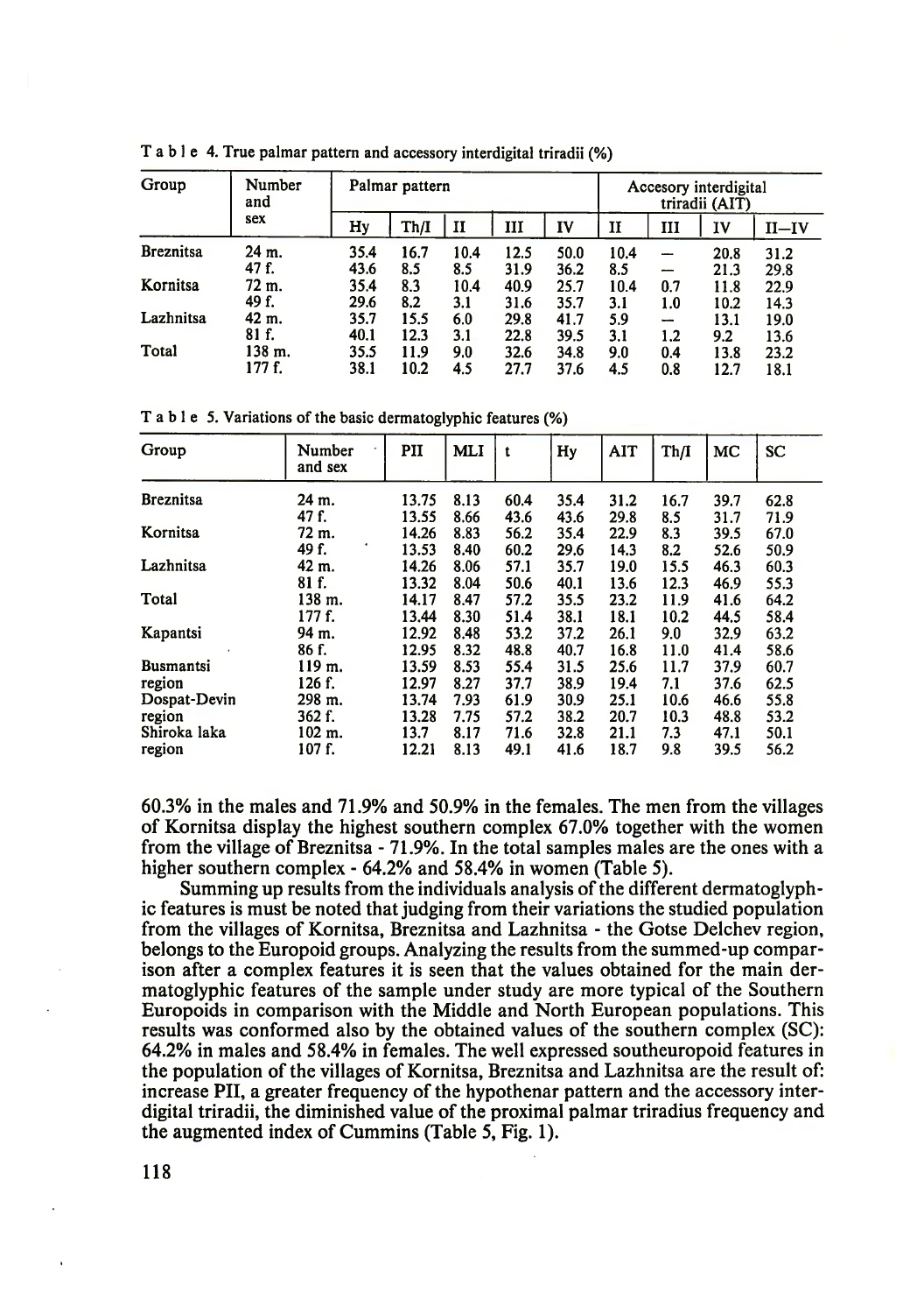T a b l e 4. True palmar pattern and accessory interdigital triradii (%)

| Group | Number and sex | Palmar pattern | | | | | Accesory interdigital triradii (AIT) | | | |
|---|---|---|---|---|---|---|---|---|---|---|
| | | Hy | Th/I | II | III | IV | II | III | IV | II—IV |
| Breznitsa | 24 m. | 35.4 | 16.7 | 10.4 | 12.5 | 50.0 | 10.4 | — | 20.8 | 31.2 |
| | 47 f. | 43.6 | 8.5 | 8.5 | 31.9 | 36.2 | 8.5 | — | 21.3 | 29.8 |
| Kornitsa | 72 m. | 35.4 | 8.3 | 10.4 | 40.9 | 25.7 | 10.4 | 0.7 | 11.8 | 22.9 |
| | 49 f. | 29.6 | 8.2 | 3.1 | 31.6 | 35.7 | 3.1 | 1.0 | 10.2 | 14.3 |
| Lazhnitsa | 42 m. | 35.7 | 15.5 | 6.0 | 29.8 | 41.7 | 5.9 | — | 13.1 | 19.0 |
| | 81 f. | 40.1 | 12.3 | 3.1 | 22.8 | 39.5 | 3.1 | 1.2 | 9.2 | 13.6 |
| Total | 138 m. | 35.5 | 11.9 | 9.0 | 32.6 | 34.8 | 9.0 | 0.4 | 13.8 | 23.2 |
| | 177 f. | 38.1 | 10.2 | 4.5 | 27.7 | 37.6 | 4.5 | 0.8 | 12.7 | 18.1 |

T a b l e 5. Variations of the basic dermatoglyphic features (%)

| Group | Number and sex | PII | MLI | t | Hy | AIT | Th/I | MC | SC |
|---|---|---|---|---|---|---|---|---|---|
| Breznitsa | 24 m. | 13.75 | 8.13 | 60.4 | 35.4 | 31.2 | 16.7 | 39.7 | 62.8 |
| | 47 f. | 13.55 | 8.66 | 43.6 | 43.6 | 29.8 | 8.5 | 31.7 | 71.9 |
| Kornitsa | 72 m. | 14.26 | 8.83 | 56.2 | 35.4 | 22.9 | 8.3 | 39.5 | 67.0 |
| | 49 f. | 13.53 | 8.40 | 60.2 | 29.6 | 14.3 | 8.2 | 52.6 | 50.9 |
| Lazhnitsa | 42 m. | 14.26 | 8.06 | 57.1 | 35.7 | 19.0 | 15.5 | 46.3 | 60.3 |
| | 81 f. | 13.32 | 8.04 | 50.6 | 40.1 | 13.6 | 12.3 | 46.9 | 55.3 |
| Total | 138 m. | 14.17 | 8.47 | 57.2 | 35.5 | 23.2 | 11.9 | 41.6 | 64.2 |
| | 177 f. | 13.44 | 8.30 | 51.4 | 38.1 | 18.1 | 10.2 | 44.5 | 58.4 |
| Kapantsi | 94 m. | 12.92 | 8.48 | 53.2 | 37.2 | 26.1 | 9.0 | 32.9 | 63.2 |
| | 86 f. | 12.95 | 8.32 | 48.8 | 40.7 | 16.8 | 11.0 | 41.4 | 58.6 |
| Busmantsi region | 119 m. | 13.59 | 8.53 | 55.4 | 31.5 | 25.6 | 11.7 | 37.9 | 60.7 |
| | 126 f. | 12.97 | 8.27 | 37.7 | 38.9 | 19.4 | 7.1 | 37.6 | 62.5 |
| Dospat-Devin region | 298 m. | 13.74 | 7.93 | 61.9 | 30.9 | 25.1 | 10.6 | 46.6 | 55.8 |
| | 362 f. | 13.28 | 7.75 | 57.2 | 38.2 | 20.7 | 10.3 | 48.8 | 53.2 |
| Shiroka laka region | 102 m. | 13.7 | 8.17 | 71.6 | 32.8 | 21.1 | 7.3 | 47.1 | 50.1 |
| | 107 f. | 12.21 | 8.13 | 49.1 | 41.6 | 18.7 | 9.8 | 39.5 | 56.2 |

60.3% in the males and 71.9% and 50.9% in the females. The men from the villages of Kornitsa display the highest southern complex 67.0% together with the women from the village of Breznitsa - 71.9%. In the total samples males are the ones with a higher southern complex - 64.2% and 58.4% in women (Table 5).

Summing up results from the individuals analysis of the different dermatoglyphic features is must be noted that judging from their variations the studied population from the villages of Kornitsa, Breznitsa and Lazhnitsa - the Gotse Delchev region, belongs to the Europoid groups. Analyzing the results from the summed-up comparison after a complex features it is seen that the values obtained for the main dermatoglyphic features of the sample under study are more typical of the Southern Europoids in comparison with the Middle and North European populations. This results was conformed also by the obtained values of the southern complex (SC): 64.2% in males and 58.4% in females. The well expressed southeuropoid features in the population of the villages of Kornitsa, Breznitsa and Lazhnitsa are the result of: increase PII, a greater frequency of the hypothenar pattern and the accessory interdigital triradii, the diminished value of the proximal palmar triradius frequency and the augmented index of Cummins (Table 5, Fig. 1).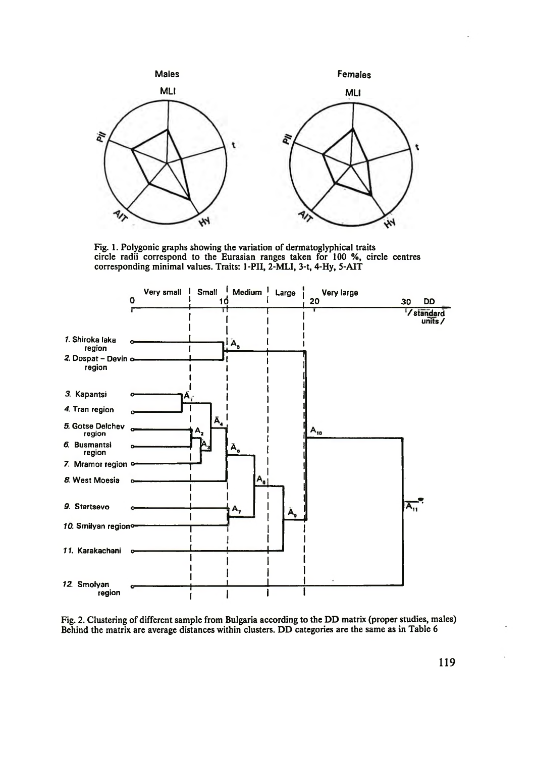Fig. 1. Polygonic graphs showing the variation of dermatoglyphical traits circle radii correspond to the Eurasian ranges taken for 100 %, circle centres corresponding minimal values. Traits: 1-PII, 2-MLI, 3-t, 4-Hy, 5-AIT

Fig. 2. Clustering of different sample from Bulgaria according to the DD matrix (proper studies, males) Behind the matrix are average distances within clusters. DD categories are the same as in Table 6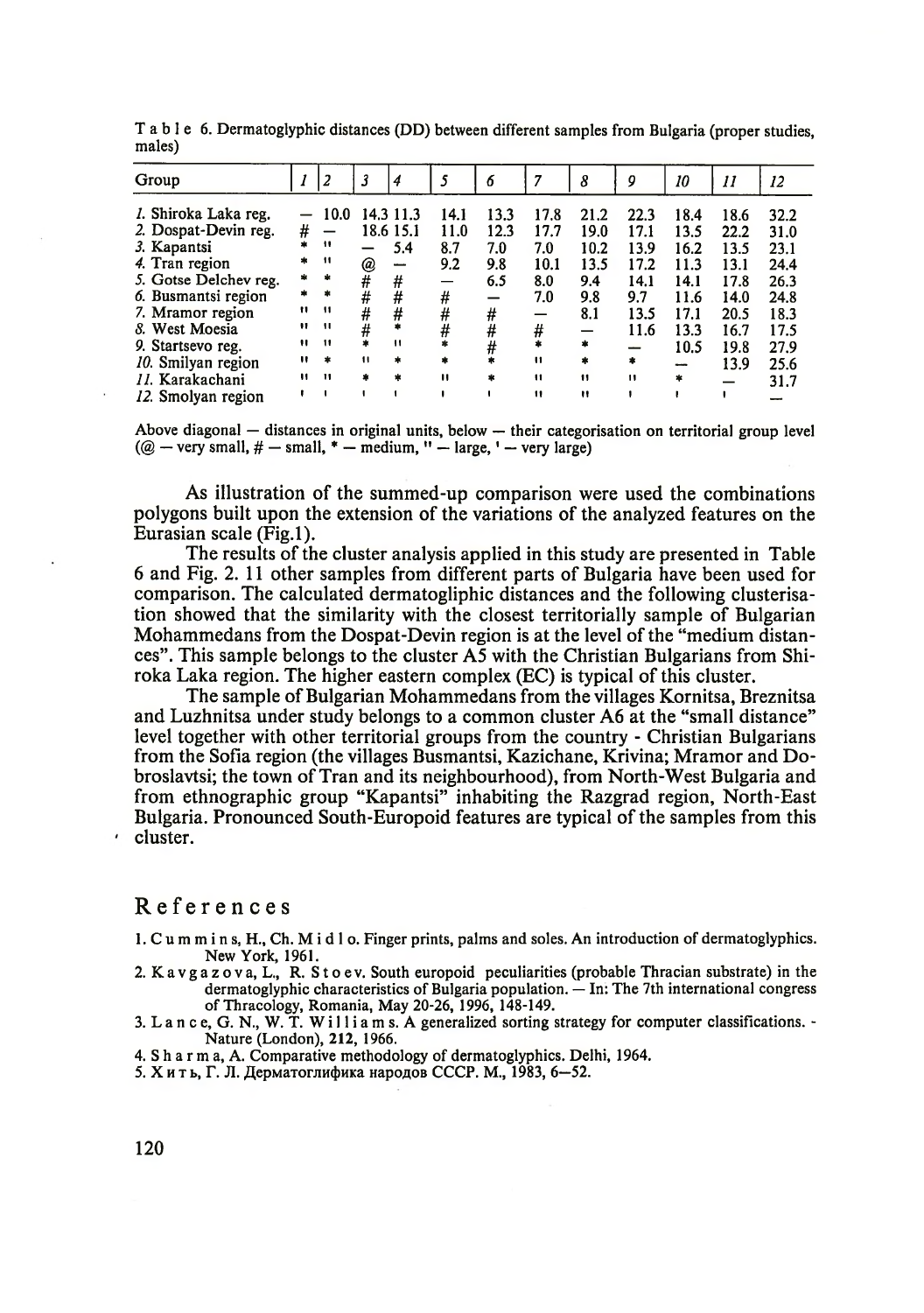T a b l e 6. Dermatoglyphic distances (DD) between different samples from Bulgaria (proper studies, males)

| Group | 1 | 2 | 3 | 4 | 5 | 6 | 7 | 8 | 9 | 10 | 11 | 12 |
|---|---|---|---|---|---|---|---|---|---|---|---|---|
| 1. Shiroka Laka reg. | — | 10.0 | 14.3 | 11.3 | 14.1 | 13.3 | 17.8 | 21.2 | 22.3 | 18.4 | 18.6 | 32.2 |
| 2. Dospat-Devin reg. | # | — | 18.6 | 15.1 | 11.0 | 12.3 | 17.7 | 19.0 | 17.1 | 13.5 | 22.2 | 31.0 |
| 3. Kapantsi | * | " | — | 5.4 | 8.7 | 7.0 | 7.0 | 10.2 | 13.9 | 16.2 | 13.5 | 23.1 |
| 4. Tran region | * | " | @ | — | 9.2 | 9.8 | 10.1 | 13.5 | 17.2 | 11.3 | 13.1 | 24.4 |
| 5. Gotse Delchev reg. | * | * | # | # | — | 6.5 | 8.0 | 9.4 | 14.1 | 14.1 | 17.8 | 26.3 |
| 6. Busmantsi region | * | * | # | # | # | — | 7.0 | 9.8 | 9.7 | 11.6 | 14.0 | 24.8 |
| 7. Mramor region | " | " | # | # | # | # | — | 8.1 | 13.5 | 17.1 | 20.5 | 18.3 |
| 8. West Moesia | " | " | # | * | # | # | # | — | 11.6 | 13.3 | 16.7 | 17.5 |
| 9. Startsevo reg. | " | " | * | " | * | # | * | * | — | 10.5 | 19.8 | 27.9 |
| 10. Smilyan region | " | * | " | * | * | * | " | * | * | — | 13.9 | 25.6 |
| 11. Karakachani | " | " | * | * | " | * | " | " | " | * | — | 31.7 |
| 12. Smolyan region | ' | ' | ' | ' | ' | ' | " | " | ' | ' | ' | — |

Above diagonal — distances in original units, below — their categorisation on territorial group level (@ — very small, # — small, * — medium, " — large, ' — very large)

As illustration of the summed-up comparison were used the combinations polygons built upon the extension of the variations of the analyzed features on the Eurasian scale (Fig.1).

The results of the cluster analysis applied in this study are presented in Table 6 and Fig. 2. 11 other samples from different parts of Bulgaria have been used for comparison. The calculated dermatogliphic distances and the following clusterisation showed that the similarity with the closest territorially sample of Bulgarian Mohammedans from the Dospat-Devin region is at the level of the "medium distances". This sample belongs to the cluster A5 with the Christian Bulgarians from Shiroka Laka region. The higher eastern complex (EC) is typical of this cluster.

The sample of Bulgarian Mohammedans from the villages Kornitsa, Breznitsa and Luzhnitsa under study belongs to a common cluster A6 at the "small distance" level together with other territorial groups from the country - Christian Bulgarians from the Sofia region (the villages Busmantsi, Kazichane, Krivina; Mramor and Doboslavtsi; the town of Tran and its neighbourhood), from North-West Bulgaria and from ethnographic group "Kapantsi" inhabiting the Razgrad region, North-East Bulgaria. Pronounced South-Europoid features are typical of the samples from this cluster.

## References

1. C u m m i n s, H., Ch. M i d l o. Finger prints, palms and soles. An introduction of dermatoglyphics. New York, 1961.
2. K a v g a z o v a, L., R. S t o e v. South europoid peculiarities (probable Thracian substrate) in the dermatoglyphic characteristics of Bulgaria population. — In: The 7th international congress of Thracology, Romania, May 20-26, 1996, 148-149.
3. L a n c e, G. N., W. T. W i l l i a m s. A generalized sorting strategy for computer classifications. - Nature (London), **212**, 1966.
4. S h a r m a, A. Comparative methodology of dermatoglyphics. Delhi, 1964.
5. Х и т ь, Г. Л. Дерматоглифика народов СССР. М., 1983, 6—52.